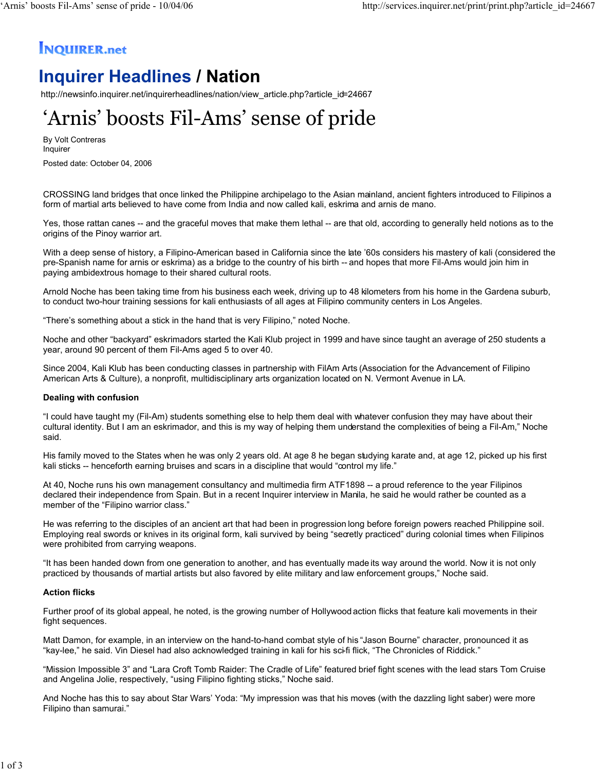INQUIRER.net

# Inquirer Headlines / Nation

http://newsinfo.inquirer.net/inquirerheadlines/nation/view_article.php?article_id=24667

# 'Arnis' boosts Fil-Ams' sense of pride

By Volt Contreras
Inquirer

Posted date: October 04, 2006

CROSSING land bridges that once linked the Philippine archipelago to the Asian mainland, ancient fighters introduced to Filipinos a form of martial arts believed to have come from India and now called kali, eskrima and arnis de mano.

Yes, those rattan canes -- and the graceful moves that make them lethal -- are that old, according to generally held notions as to the origins of the Pinoy warrior art.

With a deep sense of history, a Filipino-American based in California since the late '60s considers his mastery of kali (considered the pre-Spanish name for arnis or eskrima) as a bridge to the country of his birth -- and hopes that more Fil-Ams would join him in paying ambidextrous homage to their shared cultural roots.

Arnold Noche has been taking time from his business each week, driving up to 48 kilometers from his home in the Gardena suburb, to conduct two-hour training sessions for kali enthusiasts of all ages at Filipino community centers in Los Angeles.

"There's something about a stick in the hand that is very Filipino," noted Noche.

Noche and other "backyard" eskrimadors started the Kali Klub project in 1999 and have since taught an average of 250 students a year, around 90 percent of them Fil-Ams aged 5 to over 40.

Since 2004, Kali Klub has been conducting classes in partnership with FilAm Arts (Association for the Advancement of Filipino American Arts & Culture), a nonprofit, multidisciplinary arts organization located on N. Vermont Avenue in LA.

**Dealing with confusion**

"I could have taught my (Fil-Am) students something else to help them deal with whatever confusion they may have about their cultural identity. But I am an eskrimador, and this is my way of helping them understand the complexities of being a Fil-Am," Noche said.

His family moved to the States when he was only 2 years old. At age 8 he began studying karate and, at age 12, picked up his first kali sticks -- henceforth earning bruises and scars in a discipline that would "control my life."

At 40, Noche runs his own management consultancy and multimedia firm ATF1898 -- a proud reference to the year Filipinos declared their independence from Spain. But in a recent Inquirer interview in Manila, he said he would rather be counted as a member of the "Filipino warrior class."

He was referring to the disciples of an ancient art that had been in progression long before foreign powers reached Philippine soil. Employing real swords or knives in its original form, kali survived by being "secretly practiced" during colonial times when Filipinos were prohibited from carrying weapons.

"It has been handed down from one generation to another, and has eventually made its way around the world. Now it is not only practiced by thousands of martial artists but also favored by elite military and law enforcement groups," Noche said.

**Action flicks**

Further proof of its global appeal, he noted, is the growing number of Hollywood action flicks that feature kali movements in their fight sequences.

Matt Damon, for example, in an interview on the hand-to-hand combat style of his "Jason Bourne" character, pronounced it as "kay-lee," he said. Vin Diesel had also acknowledged training in kali for his sci-fi flick, "The Chronicles of Riddick."

"Mission Impossible 3" and "Lara Croft Tomb Raider: The Cradle of Life" featured brief fight scenes with the lead stars Tom Cruise and Angelina Jolie, respectively, "using Filipino fighting sticks," Noche said.

And Noche has this to say about Star Wars' Yoda: "My impression was that his moves (with the dazzling light saber) were more Filipino than samurai."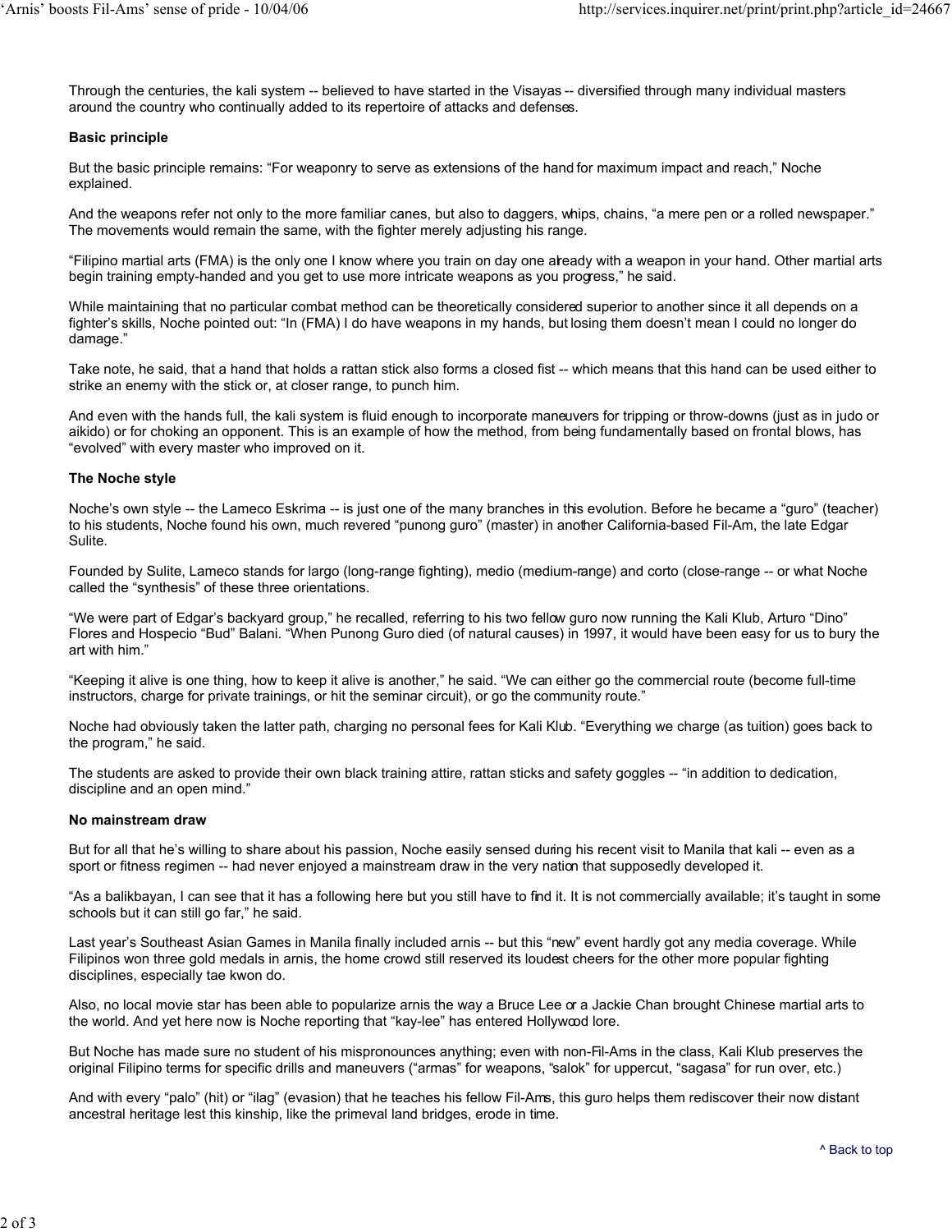Through the centuries, the kali system -- believed to have started in the Visayas -- diversified through many individual masters around the country who continually added to its repertoire of attacks and defenses.

**Basic principle**

But the basic principle remains: "For weaponry to serve as extensions of the hand for maximum impact and reach," Noche explained.

And the weapons refer not only to the more familiar canes, but also to daggers, whips, chains, "a mere pen or a rolled newspaper." The movements would remain the same, with the fighter merely adjusting his range.

"Filipino martial arts (FMA) is the only one I know where you train on day one already with a weapon in your hand. Other martial arts begin training empty-handed and you get to use more intricate weapons as you progress," he said.

While maintaining that no particular combat method can be theoretically considered superior to another since it all depends on a fighter's skills, Noche pointed out: "In (FMA) I do have weapons in my hands, but losing them doesn't mean I could no longer do damage."

Take note, he said, that a hand that holds a rattan stick also forms a closed fist -- which means that this hand can be used either to strike an enemy with the stick or, at closer range, to punch him.

And even with the hands full, the kali system is fluid enough to incorporate maneuvers for tripping or throw-downs (just as in judo or aikido) or for choking an opponent. This is an example of how the method, from being fundamentally based on frontal blows, has "evolved" with every master who improved on it.

**The Noche style**

Noche's own style -- the Lameco Eskrima -- is just one of the many branches in this evolution. Before he became a "guro" (teacher) to his students, Noche found his own, much revered "punong guro" (master) in another California-based Fil-Am, the late Edgar Sulite.

Founded by Sulite, Lameco stands for largo (long-range fighting), medio (medium-range) and corto (close-range -- or what Noche called the "synthesis" of these three orientations.

"We were part of Edgar's backyard group," he recalled, referring to his two fellow guro now running the Kali Klub, Arturo "Dino" Flores and Hospecio "Bud" Balani. "When Punong Guro died (of natural causes) in 1997, it would have been easy for us to bury the art with him."

"Keeping it alive is one thing, how to keep it alive is another," he said. "We can either go the commercial route (become full-time instructors, charge for private trainings, or hit the seminar circuit), or go the community route."

Noche had obviously taken the latter path, charging no personal fees for Kali Klub. "Everything we charge (as tuition) goes back to the program," he said.

The students are asked to provide their own black training attire, rattan sticks and safety goggles -- "in addition to dedication, discipline and an open mind."

**No mainstream draw**

But for all that he's willing to share about his passion, Noche easily sensed during his recent visit to Manila that kali -- even as a sport or fitness regimen -- had never enjoyed a mainstream draw in the very nation that supposedly developed it.

"As a balikbayan, I can see that it has a following here but you still have to find it. It is not commercially available; it's taught in some schools but it can still go far," he said.

Last year's Southeast Asian Games in Manila finally included arnis -- but this "new" event hardly got any media coverage. While Filipinos won three gold medals in arnis, the home crowd still reserved its loudest cheers for the other more popular fighting disciplines, especially tae kwon do.

Also, no local movie star has been able to popularize arnis the way a Bruce Lee or a Jackie Chan brought Chinese martial arts to the world. And yet here now is Noche reporting that "kay-lee" has entered Hollywood lore.

But Noche has made sure no student of his mispronounces anything; even with non-Fil-Ams in the class, Kali Klub preserves the original Filipino terms for specific drills and maneuvers ("armas" for weapons, "salok" for uppercut, "sagasa" for run over, etc.)

And with every "palo" (hit) or "ilag" (evasion) that he teaches his fellow Fil-Ams, this guro helps them rediscover their now distant ancestral heritage lest this kinship, like the primeval land bridges, erode in time.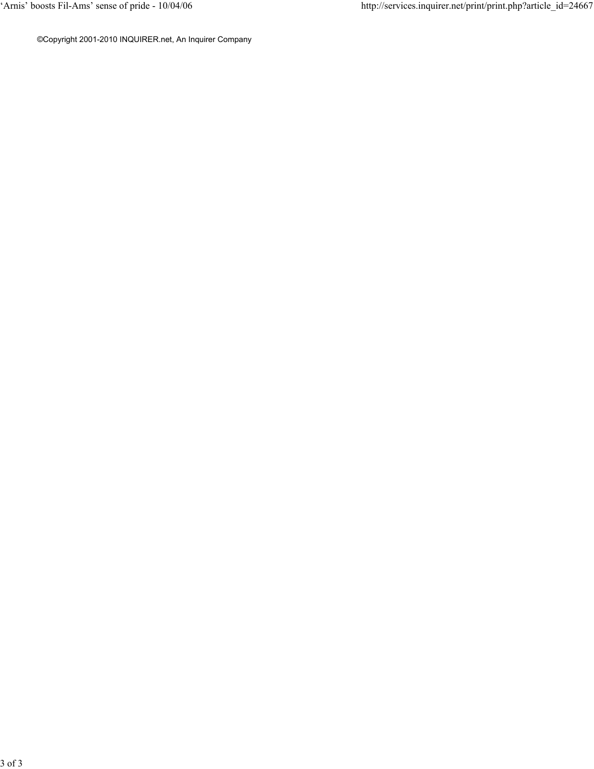©Copyright 2001-2010 INQUIRER.net, An Inquirer Company